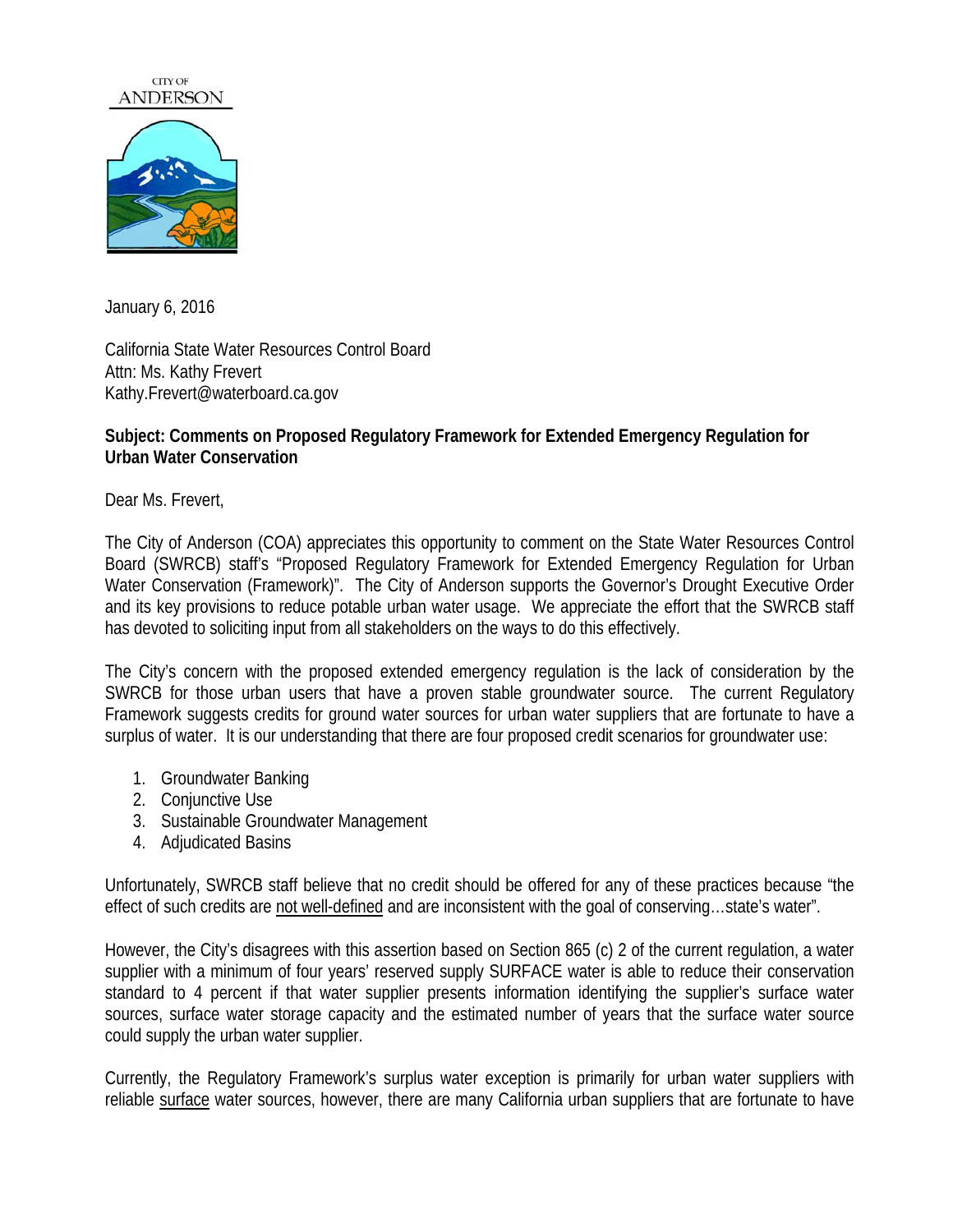CITY OF
ANDERSON

January 6, 2016

California State Water Resources Control Board
Attn: Ms. Kathy Frevert
Kathy.Frevert@waterboard.ca.gov

**Subject: Comments on Proposed Regulatory Framework for Extended Emergency Regulation for Urban Water Conservation**

Dear Ms. Frevert,

The City of Anderson (COA) appreciates this opportunity to comment on the State Water Resources Control Board (SWRCB) staff's "Proposed Regulatory Framework for Extended Emergency Regulation for Urban Water Conservation (Framework)". The City of Anderson supports the Governor's Drought Executive Order and its key provisions to reduce potable urban water usage. We appreciate the effort that the SWRCB staff has devoted to soliciting input from all stakeholders on the ways to do this effectively.

The City's concern with the proposed extended emergency regulation is the lack of consideration by the SWRCB for those urban users that have a proven stable groundwater source. The current Regulatory Framework suggests credits for ground water sources for urban water suppliers that are fortunate to have a surplus of water. It is our understanding that there are four proposed credit scenarios for groundwater use:

1. Groundwater Banking
2. Conjunctive Use
3. Sustainable Groundwater Management
4. Adjudicated Basins

Unfortunately, SWRCB staff believe that no credit should be offered for any of these practices because "the effect of such credits are <u>not well-defined</u> and are inconsistent with the goal of conserving…state's water".

However, the City's disagrees with this assertion based on Section 865 (c) 2 of the current regulation, a water supplier with a minimum of four years' reserved supply SURFACE water is able to reduce their conservation standard to 4 percent if that water supplier presents information identifying the supplier's surface water sources, surface water storage capacity and the estimated number of years that the surface water source could supply the urban water supplier.

Currently, the Regulatory Framework's surplus water exception is primarily for urban water suppliers with reliable <u>surface</u> water sources, however, there are many California urban suppliers that are fortunate to have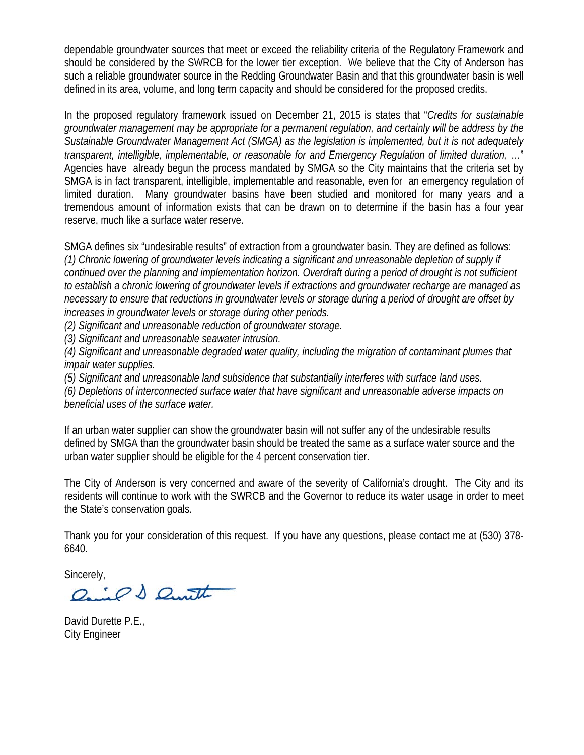dependable groundwater sources that meet or exceed the reliability criteria of the Regulatory Framework and should be considered by the SWRCB for the lower tier exception. We believe that the City of Anderson has such a reliable groundwater source in the Redding Groundwater Basin and that this groundwater basin is well defined in its area, volume, and long term capacity and should be considered for the proposed credits.

In the proposed regulatory framework issued on December 21, 2015 is states that "*Credits for sustainable groundwater management may be appropriate for a permanent regulation, and certainly will be address by the Sustainable Groundwater Management Act (SMGA) as the legislation is implemented, but it is not adequately transparent, intelligible, implementable, or reasonable for and Emergency Regulation of limited duration,* …" Agencies have already begun the process mandated by SMGA so the City maintains that the criteria set by SMGA is in fact transparent, intelligible, implementable and reasonable, even for an emergency regulation of limited duration. Many groundwater basins have been studied and monitored for many years and a tremendous amount of information exists that can be drawn on to determine if the basin has a four year reserve, much like a surface water reserve.

SMGA defines six "undesirable results" of extraction from a groundwater basin. They are defined as follows:
*(1) Chronic lowering of groundwater levels indicating a significant and unreasonable depletion of supply if continued over the planning and implementation horizon. Overdraft during a period of drought is not sufficient to establish a chronic lowering of groundwater levels if extractions and groundwater recharge are managed as necessary to ensure that reductions in groundwater levels or storage during a period of drought are offset by increases in groundwater levels or storage during other periods.*
*(2) Significant and unreasonable reduction of groundwater storage.*
*(3) Significant and unreasonable seawater intrusion.*
*(4) Significant and unreasonable degraded water quality, including the migration of contaminant plumes that impair water supplies.*
*(5) Significant and unreasonable land subsidence that substantially interferes with surface land uses.*
*(6) Depletions of interconnected surface water that have significant and unreasonable adverse impacts on beneficial uses of the surface water.*

If an urban water supplier can show the groundwater basin will not suffer any of the undesirable results defined by SMGA than the groundwater basin should be treated the same as a surface water source and the urban water supplier should be eligible for the 4 percent conservation tier.

The City of Anderson is very concerned and aware of the severity of California's drought. The City and its residents will continue to work with the SWRCB and the Governor to reduce its water usage in order to meet the State's conservation goals.

Thank you for your consideration of this request. If you have any questions, please contact me at (530) 378-6640.

Sincerely,

David Durette P.E.,
City Engineer